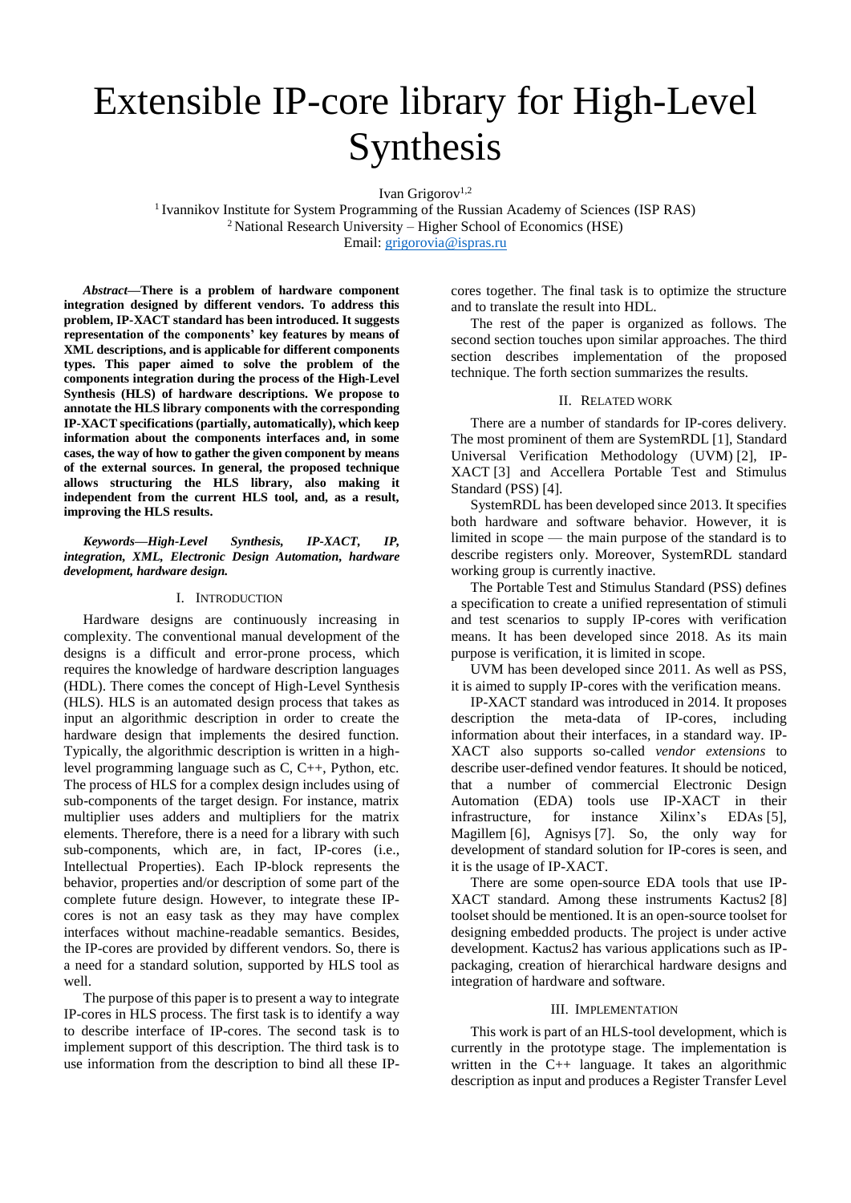# Extensible IP-core library for High-Level Synthesis

Ivan Grigorov[1,2]

[1] Ivannikov Institute for System Programming of the Russian Academy of Sciences (ISP RAS)
[2] National Research University – Higher School of Economics (HSE)
Email: grigorovia@ispras.ru

***Abstract*—There is a problem of hardware component integration designed by different vendors. To address this problem, IP-XACT standard has been introduced. It suggests representation of the components' key features by means of XML descriptions, and is applicable for different components types. This paper aimed to solve the problem of the components integration during the process of the High-Level Synthesis (HLS) of hardware descriptions. We propose to annotate the HLS library components with the corresponding IP-XACT specifications (partially, automatically), which keep information about the components interfaces and, in some cases, the way of how to gather the given component by means of the external sources. In general, the proposed technique allows structuring the HLS library, also making it independent from the current HLS tool, and, as a result, improving the HLS results.**

***Keywords—High-Level Synthesis, IP-XACT, IP, integration, XML, Electronic Design Automation, hardware development, hardware design.***

## I. Introduction

Hardware designs are continuously increasing in complexity. The conventional manual development of the designs is a difficult and error-prone process, which requires the knowledge of hardware description languages (HDL). There comes the concept of High-Level Synthesis (HLS). HLS is an automated design process that takes as input an algorithmic description in order to create the hardware design that implements the desired function. Typically, the algorithmic description is written in a high-level programming language such as C, C++, Python, etc. The process of HLS for a complex design includes using of sub-components of the target design. For instance, matrix multiplier uses adders and multipliers for the matrix elements. Therefore, there is a need for a library with such sub-components, which are, in fact, IP-cores (i.e., Intellectual Properties). Each IP-block represents the behavior, properties and/or description of some part of the complete future design. However, to integrate these IP-cores is not an easy task as they may have complex interfaces without machine-readable semantics. Besides, the IP-cores are provided by different vendors. So, there is a need for a standard solution, supported by HLS tool as well.

The purpose of this paper is to present a way to integrate IP-cores in HLS process. The first task is to identify a way to describe interface of IP-cores. The second task is to implement support of this description. The third task is to use information from the description to bind all these IP-cores together. The final task is to optimize the structure and to translate the result into HDL.

The rest of the paper is organized as follows. The second section touches upon similar approaches. The third section describes implementation of the proposed technique. The forth section summarizes the results.

## II. Related work

There are a number of standards for IP-cores delivery. The most prominent of them are SystemRDL [1], Standard Universal Verification Methodology (UVM) [2], IP-XACT [3] and Accellera Portable Test and Stimulus Standard (PSS) [4].

SystemRDL has been developed since 2013. It specifies both hardware and software behavior. However, it is limited in scope — the main purpose of the standard is to describe registers only. Moreover, SystemRDL standard working group is currently inactive.

The Portable Test and Stimulus Standard (PSS) defines a specification to create a unified representation of stimuli and test scenarios to supply IP-cores with verification means. It has been developed since 2018. As its main purpose is verification, it is limited in scope.

UVM has been developed since 2011. As well as PSS, it is aimed to supply IP-cores with the verification means.

IP-XACT standard was introduced in 2014. It proposes description the meta-data of IP-cores, including information about their interfaces, in a standard way. IP-XACT also supports so-called *vendor extensions* to describe user-defined vendor features. It should be noticed, that a number of commercial Electronic Design Automation (EDA) tools use IP-XACT in their infrastructure, for instance Xilinx's EDAs [5], Magillem [6], Agnisys [7]. So, the only way for development of standard solution for IP-cores is seen, and it is the usage of IP-XACT.

There are some open-source EDA tools that use IP-XACT standard. Among these instruments Kactus2 [8] toolset should be mentioned. It is an open-source toolset for designing embedded products. The project is under active development. Kactus2 has various applications such as IP-packaging, creation of hierarchical hardware designs and integration of hardware and software.

## III. Implementation

This work is part of an HLS-tool development, which is currently in the prototype stage. The implementation is written in the C++ language. It takes an algorithmic description as input and produces a Register Transfer Level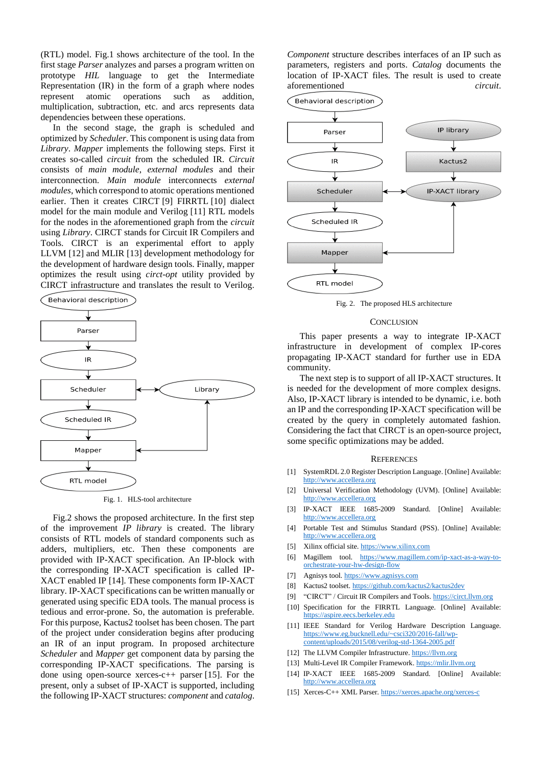(RTL) model. Fig.1 shows architecture of the tool. In the first stage *Parser* analyzes and parses a program written on prototype *HIL* language to get the Intermediate Representation (IR) in the form of a graph where nodes represent atomic operations such as addition, multiplication, subtraction, etc. and arcs represents data dependencies between these operations.

In the second stage, the graph is scheduled and optimized by *Scheduler*. This component is using data from *Library*. *Mapper* implements the following steps. First it creates so-called *circuit* from the scheduled IR. *Circuit* consists of *main module*, *external modules* and their interconnection. *Main module* interconnects *external modules*, which correspond to atomic operations mentioned earlier. Then it creates CIRCT [9] FIRRTL [10] dialect model for the main module and Verilog [11] RTL models for the nodes in the aforementioned graph from the *circuit* using *Library*. CIRCT stands for Circuit IR Compilers and Tools. CIRCT is an experimental effort to apply LLVM [12] and MLIR [13] development methodology for the development of hardware design tools. Finally, mapper optimizes the result using *circt-opt* utility provided by CIRCT infrastructure and translates the result to Verilog.

Behavioral description
Parser
IR
Scheduler
Library
Scheduled IR
Mapper
RTL model

Fig. 1. HLS-tool architecture

Fig.2 shows the proposed architecture. In the first step of the improvement *IP library* is created. The library consists of RTL models of standard components such as adders, multipliers, etc. Then these components are provided with IP-XACT specification. An IP-block with the corresponding IP-XACT specification is called IP-XACT enabled IP [14]. These components form IP-XACT library. IP-XACT specifications can be written manually or generated using specific EDA tools. The manual process is tedious and error-prone. So, the automation is preferable. For this purpose, Kactus2 toolset has been chosen. The part of the project under consideration begins after producing an IR of an input program. In proposed architecture *Scheduler* and *Mapper* get component data by parsing the corresponding IP-XACT specifications. The parsing is done using open-source xerces-c++ parser [15]. For the present, only a subset of IP-XACT is supported, including the following IP-XACT structures: *component* and *catalog*. *Component* structure describes interfaces of an IP such as parameters, registers and ports. *Catalog* documents the location of IP-XACT files. The result is used to create aforementioned *circuit*.

Behavioral description
Parser
IP library
IR
Kactus2
Scheduler
IP-XACT library
Scheduled IR
Mapper
RTL model

Fig. 2. The proposed HLS architecture

## CONCLUSION

This paper presents a way to integrate IP-XACT infrastructure in development of complex IP-cores propagating IP-XACT standard for further use in EDA community.

The next step is to support of all IP-XACT structures. It is needed for the development of more complex designs. Also, IP-XACT library is intended to be dynamic, i.e. both an IP and the corresponding IP-XACT specification will be created by the query in completely automated fashion. Considering the fact that CIRCT is an open-source project, some specific optimizations may be added.

## REFERENCES

[1] SystemRDL 2.0 Register Description Language. [Online] Available: http://www.accellera.org

[2] Universal Verification Methodology (UVM). [Online] Available: http://www.accellera.org

[3] IP-XACT IEEE 1685-2009 Standard. [Online] Available: http://www.accellera.org

[4] Portable Test and Stimulus Standard (PSS). [Online] Available: http://www.accellera.org

[5] Xilinx official site. https://www.xilinx.com

[6] Magillem tool. https://www.magillem.com/ip-xact-as-a-way-to-orchestrate-your-hw-design-flow

[7] Agnisys tool. https://www.agnisys.com

[8] Kactus2 toolset. https://github.com/kactus2/kactus2dev

[9] "CIRCT" / Circuit IR Compilers and Tools. https://circt.llvm.org

[10] Specification for the FIRRTL Language. [Online] Available: https://aspire.eecs.berkeley.edu

[11] IEEE Standard for Verilog Hardware Description Language. https://www.eg.bucknell.edu/~csci320/2016-fall/wp-content/uploads/2015/08/verilog-std-1364-2005.pdf

[12] The LLVM Compiler Infrastructure. https://llvm.org

[13] Multi-Level IR Compiler Framework. https://mlir.llvm.org

[14] IP-XACT IEEE 1685-2009 Standard. [Online] Available: http://www.accellera.org

[15] Xerces-C++ XML Parser. https://xerces.apache.org/xerces-c